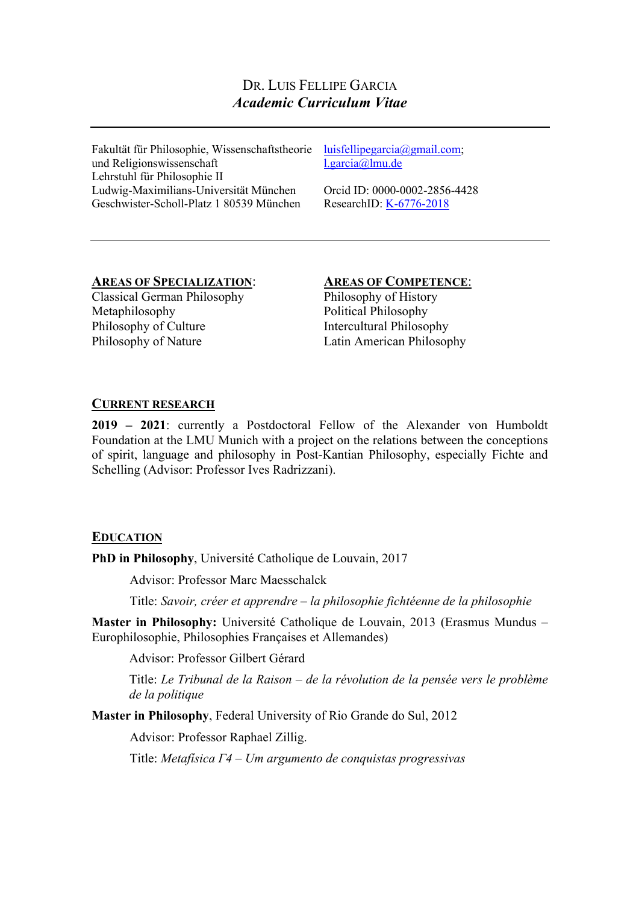# Dr. Luis Fellipe Garcia
## *Academic Curriculum Vitae*

---

Fakultät für Philosophie, Wissenschaftstheorie und Religionswissenschaft
Lehrstuhl für Philosophie II
Ludwig-Maximilians-Universität München
Geschwister-Scholl-Platz 1 80539 München

luisfellipegarcia@gmail.com; l.garcia@lmu.de

Orcid ID: 0000-0002-2856-4428
ResearchID: K-6776-2018

---

**Areas of Specialization**:
Classical German Philosophy
Metaphilosophy
Philosophy of Culture
Philosophy of Nature

**Areas of Competence**:
Philosophy of History
Political Philosophy
Intercultural Philosophy
Latin American Philosophy

### Current research

**2019 – 2021**: currently a Postdoctoral Fellow of the Alexander von Humboldt Foundation at the LMU Munich with a project on the relations between the conceptions of spirit, language and philosophy in Post-Kantian Philosophy, especially Fichte and Schelling (Advisor: Professor Ives Radrizzani).

### Education

**PhD in Philosophy**, Université Catholique de Louvain, 2017

Advisor: Professor Marc Maesschalck

Title: *Savoir, créer et apprendre – la philosophie fichtéenne de la philosophie*

**Master in Philosophy:** Université Catholique de Louvain, 2013 (Erasmus Mundus – Europhilosophie, Philosophies Françaises et Allemandes)

Advisor: Professor Gilbert Gérard

Title: *Le Tribunal de la Raison – de la révolution de la pensée vers le problème de la politique*

**Master in Philosophy**, Federal University of Rio Grande do Sul, 2012

Advisor: Professor Raphael Zillig.

Title: *Metafísica Γ4 – Um argumento de conquistas progressivas*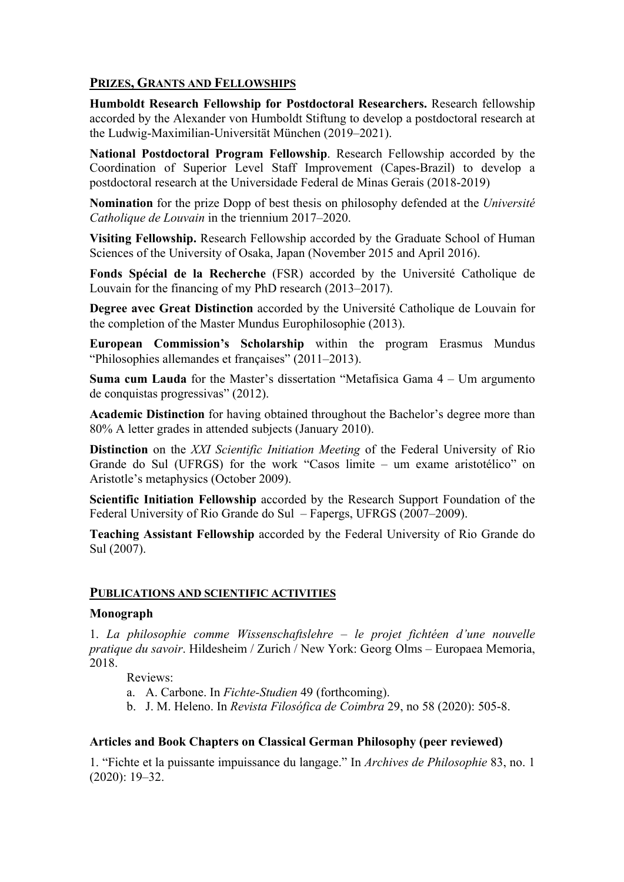## PRIZES, GRANTS AND FELLOWSHIPS

**Humboldt Research Fellowship for Postdoctoral Researchers.** Research fellowship accorded by the Alexander von Humboldt Stiftung to develop a postdoctoral research at the Ludwig-Maximilian-Universität München (2019–2021).

**National Postdoctoral Program Fellowship**. Research Fellowship accorded by the Coordination of Superior Level Staff Improvement (Capes-Brazil) to develop a postdoctoral research at the Universidade Federal de Minas Gerais (2018-2019)

**Nomination** for the prize Dopp of best thesis on philosophy defended at the *Université Catholique de Louvain* in the triennium 2017–2020.

**Visiting Fellowship.** Research Fellowship accorded by the Graduate School of Human Sciences of the University of Osaka, Japan (November 2015 and April 2016).

**Fonds Spécial de la Recherche** (FSR) accorded by the Université Catholique de Louvain for the financing of my PhD research (2013–2017).

**Degree avec Great Distinction** accorded by the Université Catholique de Louvain for the completion of the Master Mundus Europhilosophie (2013).

**European Commission's Scholarship** within the program Erasmus Mundus "Philosophies allemandes et françaises" (2011–2013).

**Suma cum Lauda** for the Master's dissertation "Metafisica Gama 4 – Um argumento de conquistas progressivas" (2012).

**Academic Distinction** for having obtained throughout the Bachelor's degree more than 80% A letter grades in attended subjects (January 2010).

**Distinction** on the *XXI Scientific Initiation Meeting* of the Federal University of Rio Grande do Sul (UFRGS) for the work "Casos limite – um exame aristotélico" on Aristotle's metaphysics (October 2009).

**Scientific Initiation Fellowship** accorded by the Research Support Foundation of the Federal University of Rio Grande do Sul – Fapergs, UFRGS (2007–2009).

**Teaching Assistant Fellowship** accorded by the Federal University of Rio Grande do Sul (2007).

## PUBLICATIONS AND SCIENTIFIC ACTIVITIES

### Monograph

1. *La philosophie comme Wissenschaftslehre – le projet fichtéen d'une nouvelle pratique du savoir*. Hildesheim / Zurich / New York: Georg Olms – Europaea Memoria, 2018.

   Reviews:
   a. A. Carbone. In *Fichte-Studien* 49 (forthcoming).
   b. J. M. Heleno. In *Revista Filosófica de Coimbra* 29, no 58 (2020): 505-8.

### Articles and Book Chapters on Classical German Philosophy (peer reviewed)

1. "Fichte et la puissante impuissance du langage." In *Archives de Philosophie* 83, no. 1 (2020): 19–32.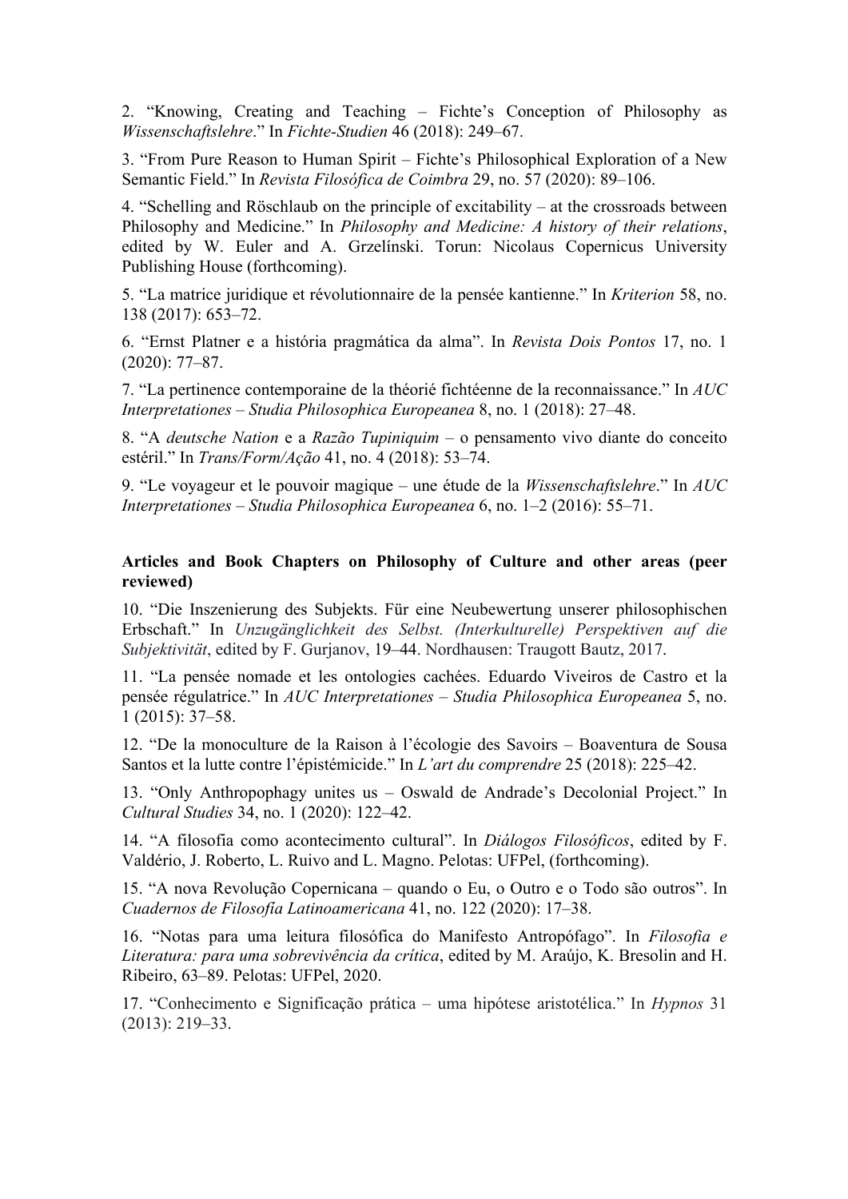2. “Knowing, Creating and Teaching – Fichte’s Conception of Philosophy as *Wissenschaftslehre*.” In *Fichte-Studien* 46 (2018): 249–67.

3. “From Pure Reason to Human Spirit – Fichte’s Philosophical Exploration of a New Semantic Field.” In *Revista Filosófica de Coimbra* 29, no. 57 (2020): 89–106.

4. “Schelling and Röschlaub on the principle of excitability – at the crossroads between Philosophy and Medicine.” In *Philosophy and Medicine: A history of their relations*, edited by W. Euler and A. Grzelínski. Torun: Nicolaus Copernicus University Publishing House (forthcoming).

5. “La matrice juridique et révolutionnaire de la pensée kantienne.” In *Kriterion* 58, no. 138 (2017): 653–72.

6. “Ernst Platner e a história pragmática da alma”. In *Revista Dois Pontos* 17, no. 1 (2020): 77–87.

7. “La pertinence contemporaine de la théorié fichtéenne de la reconnaissance.” In *AUC Interpretationes – Studia Philosophica Europeanea* 8, no. 1 (2018): 27–48.

8. “A *deutsche Nation* e a *Razão Tupiniquim* – o pensamento vivo diante do conceito estéril.” In *Trans/Form/Ação* 41, no. 4 (2018): 53–74.

9. “Le voyageur et le pouvoir magique – une étude de la *Wissenschaftslehre*.” In *AUC Interpretationes – Studia Philosophica Europeanea* 6, no. 1–2 (2016): 55–71.

**Articles and Book Chapters on Philosophy of Culture and other areas (peer reviewed)**

10. “Die Inszenierung des Subjekts. Für eine Neubewertung unserer philosophischen Erbschaft.” In *Unzugänglichkeit des Selbst. (Interkulturelle) Perspektiven auf die Subjektivität*, edited by F. Gurjanov, 19–44. Nordhausen: Traugott Bautz, 2017.

11. “La pensée nomade et les ontologies cachées. Eduardo Viveiros de Castro et la pensée régulatrice.” In *AUC Interpretationes – Studia Philosophica Europeanea* 5, no. 1 (2015): 37–58.

12. “De la monoculture de la Raison à l’écologie des Savoirs – Boaventura de Sousa Santos et la lutte contre l’épistémicide.” In *L’art du comprendre* 25 (2018): 225–42.

13. “Only Anthropophagy unites us – Oswald de Andrade’s Decolonial Project.” In *Cultural Studies* 34, no. 1 (2020): 122–42.

14. “A filosofia como acontecimento cultural”. In *Diálogos Filosóficos*, edited by F. Valdério, J. Roberto, L. Ruivo and L. Magno. Pelotas: UFPel, (forthcoming).

15. “A nova Revolução Copernicana – quando o Eu, o Outro e o Todo são outros”. In *Cuadernos de Filosofía Latinoamericana* 41, no. 122 (2020): 17–38.

16. “Notas para uma leitura filosófica do Manifesto Antropófago”. In *Filosofia e Literatura: para uma sobrevivência da crítica*, edited by M. Araújo, K. Bresolin and H. Ribeiro, 63–89. Pelotas: UFPel, 2020.

17. “Conhecimento e Significação prática – uma hipótese aristotélica.” In *Hypnos* 31 (2013): 219–33.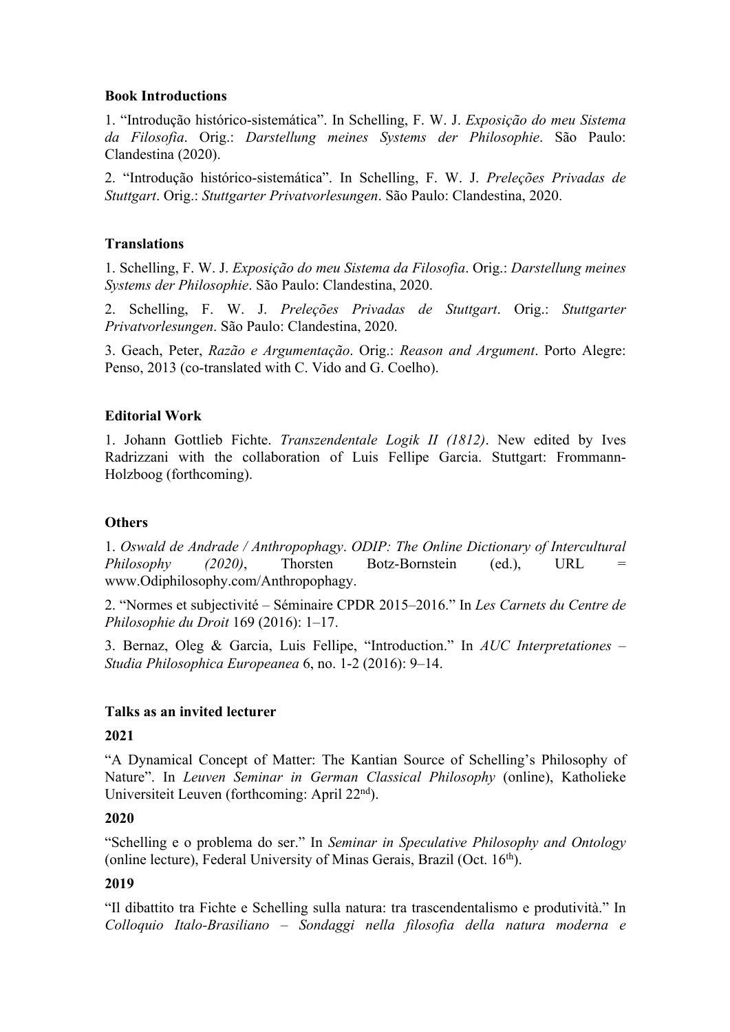### Book Introductions

1. "Introdução histórico-sistemática". In Schelling, F. W. J. *Exposição do meu Sistema da Filosofia*. Orig.: *Darstellung meines Systems der Philosophie*. São Paulo: Clandestina (2020).

2. "Introdução histórico-sistemática". In Schelling, F. W. J. *Preleções Privadas de Stuttgart*. Orig.: *Stuttgarter Privatvorlesungen*. São Paulo: Clandestina, 2020.

### Translations

1. Schelling, F. W. J. *Exposição do meu Sistema da Filosofia*. Orig.: *Darstellung meines Systems der Philosophie*. São Paulo: Clandestina, 2020.

2. Schelling, F. W. J. *Preleções Privadas de Stuttgart*. Orig.: *Stuttgarter Privatvorlesungen*. São Paulo: Clandestina, 2020.

3. Geach, Peter, *Razão e Argumentação*. Orig.: *Reason and Argument*. Porto Alegre: Penso, 2013 (co-translated with C. Vido and G. Coelho).

### Editorial Work

1. Johann Gottlieb Fichte. *Transzendentale Logik II (1812)*. New edited by Ives Radrizzani with the collaboration of Luis Fellipe Garcia. Stuttgart: Frommann-Holzboog (forthcoming).

### Others

1. *Oswald de Andrade / Anthropophagy*. *ODIP: The Online Dictionary of Intercultural Philosophy (2020)*, Thorsten Botz-Bornstein (ed.), URL = www.Odiphilosophy.com/Anthropophagy.

2. "Normes et subjectivité – Séminaire CPDR 2015–2016." In *Les Carnets du Centre de Philosophie du Droit* 169 (2016): 1–17.

3. Bernaz, Oleg & Garcia, Luis Fellipe, "Introduction." In *AUC Interpretationes – Studia Philosophica Europeanea* 6, no. 1-2 (2016): 9–14.

### Talks as an invited lecturer

**2021**

"A Dynamical Concept of Matter: The Kantian Source of Schelling's Philosophy of Nature". In *Leuven Seminar in German Classical Philosophy* (online), Katholieke Universiteit Leuven (forthcoming: April 22nd).

**2020**

"Schelling e o problema do ser." In *Seminar in Speculative Philosophy and Ontology* (online lecture), Federal University of Minas Gerais, Brazil (Oct. 16th).

**2019**

"Il dibattito tra Fichte e Schelling sulla natura: tra trascendentalismo e produtività." In *Colloquio Italo-Brasiliano – Sondaggi nella filosofia della natura moderna e*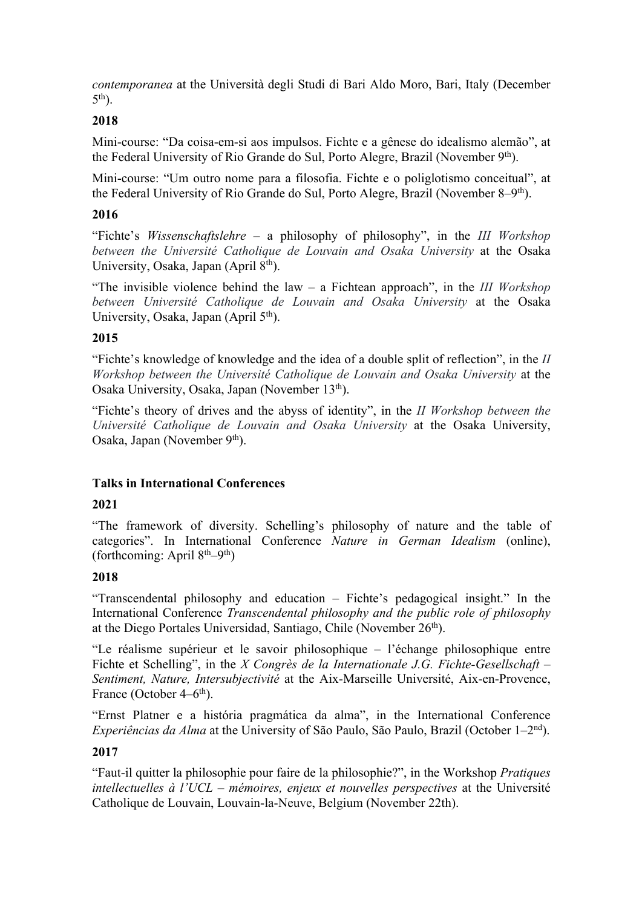*contemporanea* at the Università degli Studi di Bari Aldo Moro, Bari, Italy (December 5$^{th}$).

**2018**

Mini-course: "Da coisa-em-si aos impulsos. Fichte e a gênese do idealismo alemão", at the Federal University of Rio Grande do Sul, Porto Alegre, Brazil (November 9$^{th}$).

Mini-course: "Um outro nome para a filosofia. Fichte e o poliglotismo conceitual", at the Federal University of Rio Grande do Sul, Porto Alegre, Brazil (November 8–9$^{th}$).

**2016**

"Fichte's *Wissenschaftslehre* – a philosophy of philosophy", in the *III Workshop between the Université Catholique de Louvain and Osaka University* at the Osaka University, Osaka, Japan (April 8$^{th}$).

"The invisible violence behind the law – a Fichtean approach", in the *III Workshop between Université Catholique de Louvain and Osaka University* at the Osaka University, Osaka, Japan (April 5$^{th}$).

**2015**

"Fichte's knowledge of knowledge and the idea of a double split of reflection", in the *II Workshop between the Université Catholique de Louvain and Osaka University* at the Osaka University, Osaka, Japan (November 13$^{th}$).

"Fichte's theory of drives and the abyss of identity", in the *II Workshop between the Université Catholique de Louvain and Osaka University* at the Osaka University, Osaka, Japan (November 9$^{th}$).

**Talks in International Conferences**

**2021**

"The framework of diversity. Schelling's philosophy of nature and the table of categories". In International Conference *Nature in German Idealism* (online), (forthcoming: April 8$^{th}$–9$^{th}$)

**2018**

"Transcendental philosophy and education – Fichte's pedagogical insight." In the International Conference *Transcendental philosophy and the public role of philosophy* at the Diego Portales Universidad, Santiago, Chile (November 26$^{th}$).

"Le réalisme supérieur et le savoir philosophique – l'échange philosophique entre Fichte et Schelling", in the *X Congrès de la Internationale J.G. Fichte-Gesellschaft – Sentiment, Nature, Intersubjectivité* at the Aix-Marseille Université, Aix-en-Provence, France (October 4–6$^{th}$).

"Ernst Platner e a história pragmática da alma", in the International Conference *Experiências da Alma* at the University of São Paulo, São Paulo, Brazil (October 1–2$^{nd}$).

**2017**

"Faut-il quitter la philosophie pour faire de la philosophie?", in the Workshop *Pratiques intellectuelles à l'UCL – mémoires, enjeux et nouvelles perspectives* at the Université Catholique de Louvain, Louvain-la-Neuve, Belgium (November 22th).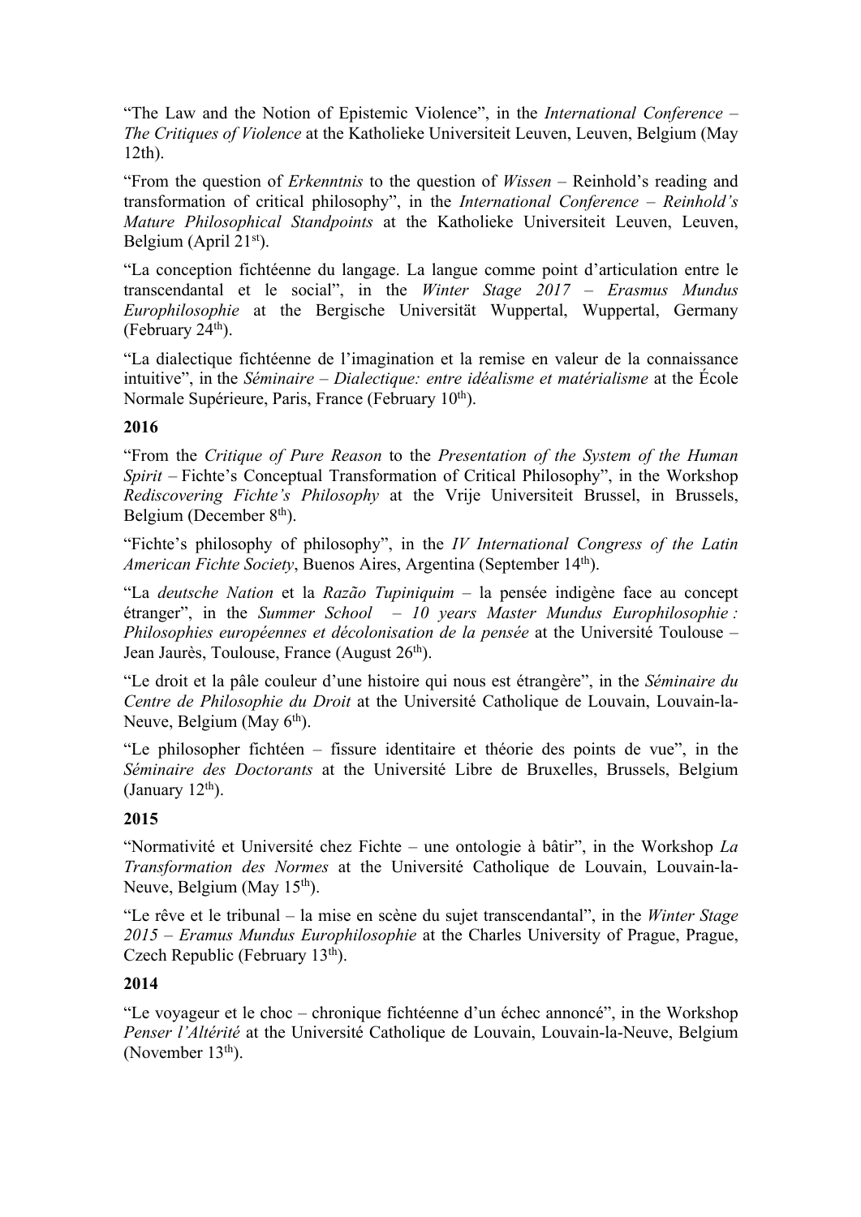"The Law and the Notion of Epistemic Violence", in the *International Conference – The Critiques of Violence* at the Katholieke Universiteit Leuven, Leuven, Belgium (May 12th).

"From the question of *Erkenntnis* to the question of *Wissen* – Reinhold's reading and transformation of critical philosophy", in the *International Conference – Reinhold's Mature Philosophical Standpoints* at the Katholieke Universiteit Leuven, Leuven, Belgium (April 21st).

"La conception fichtéenne du langage. La langue comme point d'articulation entre le transcendantal et le social", in the *Winter Stage 2017 – Erasmus Mundus Europhilosophie* at the Bergische Universität Wuppertal, Wuppertal, Germany (February 24th).

"La dialectique fichtéenne de l'imagination et la remise en valeur de la connaissance intuitive", in the *Séminaire – Dialectique: entre idéalisme et matérialisme* at the École Normale Supérieure, Paris, France (February 10th).

**2016**

"From the *Critique of Pure Reason* to the *Presentation of the System of the Human Spirit* – Fichte's Conceptual Transformation of Critical Philosophy", in the Workshop *Rediscovering Fichte's Philosophy* at the Vrije Universiteit Brussel, in Brussels, Belgium (December 8th).

"Fichte's philosophy of philosophy", in the *IV International Congress of the Latin American Fichte Society*, Buenos Aires, Argentina (September 14th).

"La *deutsche Nation* et la *Razão Tupiniquim* – la pensée indigène face au concept étranger", in the *Summer School – 10 years Master Mundus Europhilosophie : Philosophies européennes et décolonisation de la pensée* at the Université Toulouse – Jean Jaurès, Toulouse, France (August 26th).

"Le droit et la pâle couleur d'une histoire qui nous est étrangère", in the *Séminaire du Centre de Philosophie du Droit* at the Université Catholique de Louvain, Louvain-la-Neuve, Belgium (May 6th).

"Le philosopher fichtéen – fissure identitaire et théorie des points de vue", in the *Séminaire des Doctorants* at the Université Libre de Bruxelles, Brussels, Belgium (January 12th).

**2015**

"Normativité et Université chez Fichte – une ontologie à bâtir", in the Workshop *La Transformation des Normes* at the Université Catholique de Louvain, Louvain-la-Neuve, Belgium (May 15th).

"Le rêve et le tribunal – la mise en scène du sujet transcendantal", in the *Winter Stage 2015 – Eramus Mundus Europhilosophie* at the Charles University of Prague, Prague, Czech Republic (February 13th).

**2014**

"Le voyageur et le choc – chronique fichtéenne d'un échec annoncé", in the Workshop *Penser l'Altérité* at the Université Catholique de Louvain, Louvain-la-Neuve, Belgium (November 13th).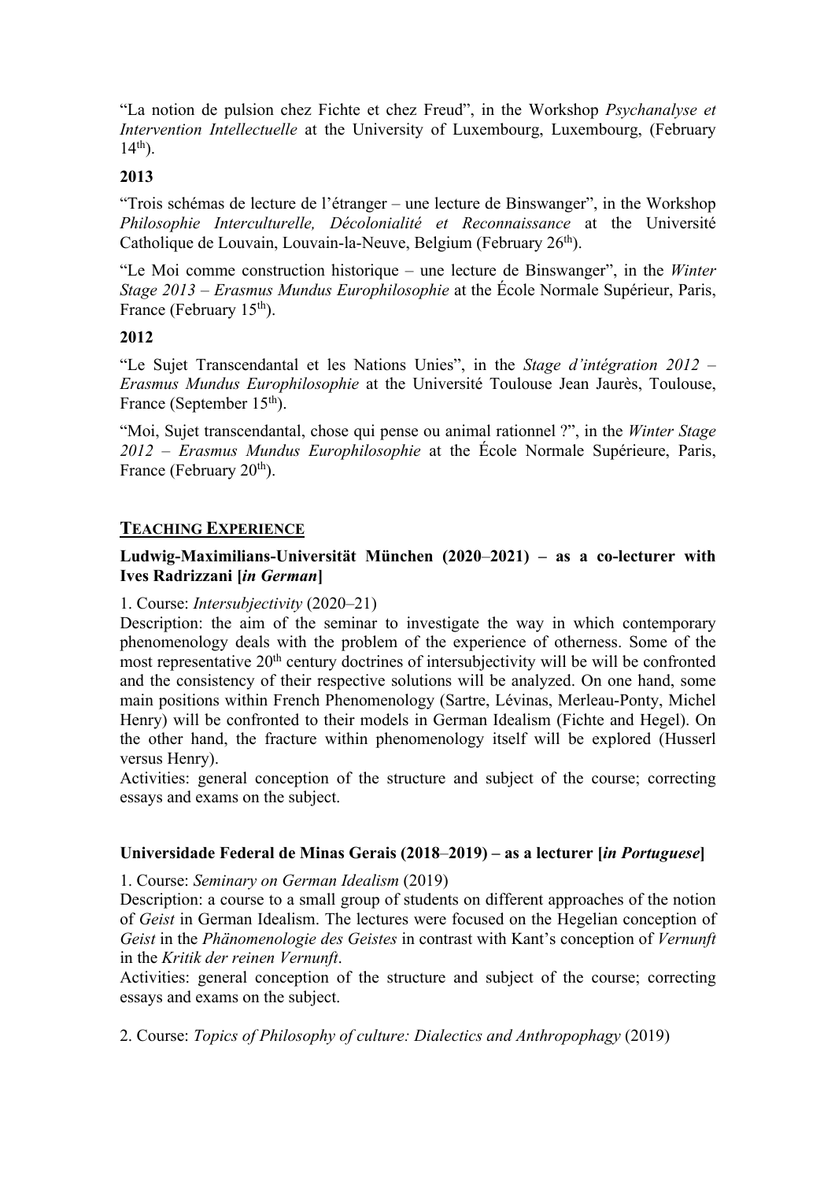“La notion de pulsion chez Fichte et chez Freud”, in the Workshop *Psychanalyse et Intervention Intellectuelle* at the University of Luxembourg, Luxembourg, (February 14th).

**2013**

“Trois schémas de lecture de l’étranger – une lecture de Binswanger”, in the Workshop *Philosophie Interculturelle, Décolonialité et Reconnaissance* at the Université Catholique de Louvain, Louvain-la-Neuve, Belgium (February 26th).

“Le Moi comme construction historique – une lecture de Binswanger”, in the *Winter Stage 2013 – Erasmus Mundus Europhilosophie* at the École Normale Supérieur, Paris, France (February 15th).

**2012**

“Le Sujet Transcendantal et les Nations Unies”, in the *Stage d’intégration 2012 – Erasmus Mundus Europhilosophie* at the Université Toulouse Jean Jaurès, Toulouse, France (September 15th).

“Moi, Sujet transcendantal, chose qui pense ou animal rationnel ?”, in the *Winter Stage 2012 – Erasmus Mundus Europhilosophie* at the École Normale Supérieure, Paris, France (February 20th).

## TEACHING EXPERIENCE

**Ludwig-Maximilians-Universität München (2020–2021) – as a co-lecturer with Ives Radrizzani [*in German*]**

1. Course: *Intersubjectivity* (2020–21)
Description: the aim of the seminar to investigate the way in which contemporary phenomenology deals with the problem of the experience of otherness. Some of the most representative 20th century doctrines of intersubjectivity will be will be confronted and the consistency of their respective solutions will be analyzed. On one hand, some main positions within French Phenomenology (Sartre, Lévinas, Merleau-Ponty, Michel Henry) will be confronted to their models in German Idealism (Fichte and Hegel). On the other hand, the fracture within phenomenology itself will be explored (Husserl versus Henry).
Activities: general conception of the structure and subject of the course; correcting essays and exams on the subject.

**Universidade Federal de Minas Gerais (2018–2019) – as a lecturer [*in Portuguese*]**

1. Course: *Seminary on German Idealism* (2019)
Description: a course to a small group of students on different approaches of the notion of *Geist* in German Idealism. The lectures were focused on the Hegelian conception of *Geist* in the *Phänomenologie des Geistes* in contrast with Kant’s conception of *Vernunft* in the *Kritik der reinen Vernunft*.
Activities: general conception of the structure and subject of the course; correcting essays and exams on the subject.

2. Course: *Topics of Philosophy of culture: Dialectics and Anthropophagy* (2019)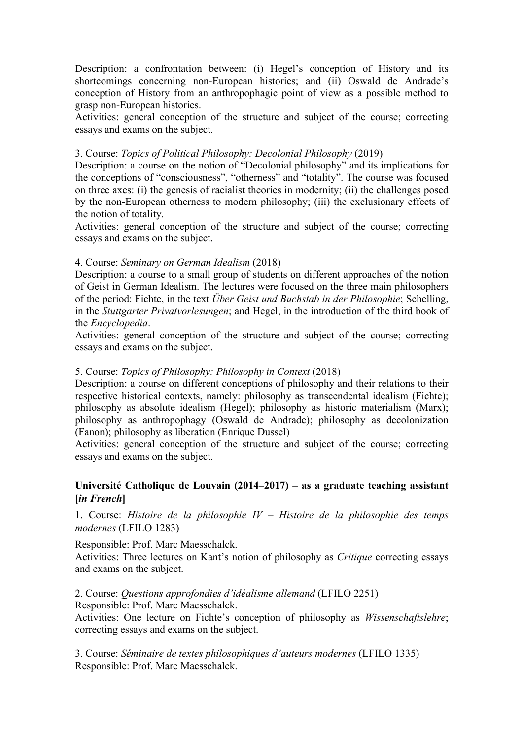Description: a confrontation between: (i) Hegel's conception of History and its shortcomings concerning non-European histories; and (ii) Oswald de Andrade's conception of History from an anthropophagic point of view as a possible method to grasp non-European histories.
Activities: general conception of the structure and subject of the course; correcting essays and exams on the subject.

3. Course: *Topics of Political Philosophy: Decolonial Philosophy* (2019)
Description: a course on the notion of "Decolonial philosophy" and its implications for the conceptions of "consciousness", "otherness" and "totality". The course was focused on three axes: (i) the genesis of racialist theories in modernity; (ii) the challenges posed by the non-European otherness to modern philosophy; (iii) the exclusionary effects of the notion of totality.
Activities: general conception of the structure and subject of the course; correcting essays and exams on the subject.

4. Course: *Seminary on German Idealism* (2018)
Description: a course to a small group of students on different approaches of the notion of Geist in German Idealism. The lectures were focused on the three main philosophers of the period: Fichte, in the text *Über Geist und Buchstab in der Philosophie*; Schelling, in the *Stuttgarter Privatvorlesungen*; and Hegel, in the introduction of the third book of the *Encyclopedia*.
Activities: general conception of the structure and subject of the course; correcting essays and exams on the subject.

5. Course: *Topics of Philosophy: Philosophy in Context* (2018)
Description: a course on different conceptions of philosophy and their relations to their respective historical contexts, namely: philosophy as transcendental idealism (Fichte); philosophy as absolute idealism (Hegel); philosophy as historic materialism (Marx); philosophy as anthropophagy (Oswald de Andrade); philosophy as decolonization (Fanon); philosophy as liberation (Enrique Dussel)
Activities: general conception of the structure and subject of the course; correcting essays and exams on the subject.

**Université Catholique de Louvain (2014–2017) – as a graduate teaching assistant [*in French*]**

1. Course: *Histoire de la philosophie IV – Histoire de la philosophie des temps modernes* (LFILO 1283)

Responsible: Prof. Marc Maesschalck.
Activities: Three lectures on Kant's notion of philosophy as *Critique* correcting essays and exams on the subject.

2. Course: *Questions approfondies d'idéalisme allemand* (LFILO 2251)
Responsible: Prof. Marc Maesschalck.
Activities: One lecture on Fichte's conception of philosophy as *Wissenschaftslehre*; correcting essays and exams on the subject.

3. Course: *Séminaire de textes philosophiques d'auteurs modernes* (LFILO 1335)
Responsible: Prof. Marc Maesschalck.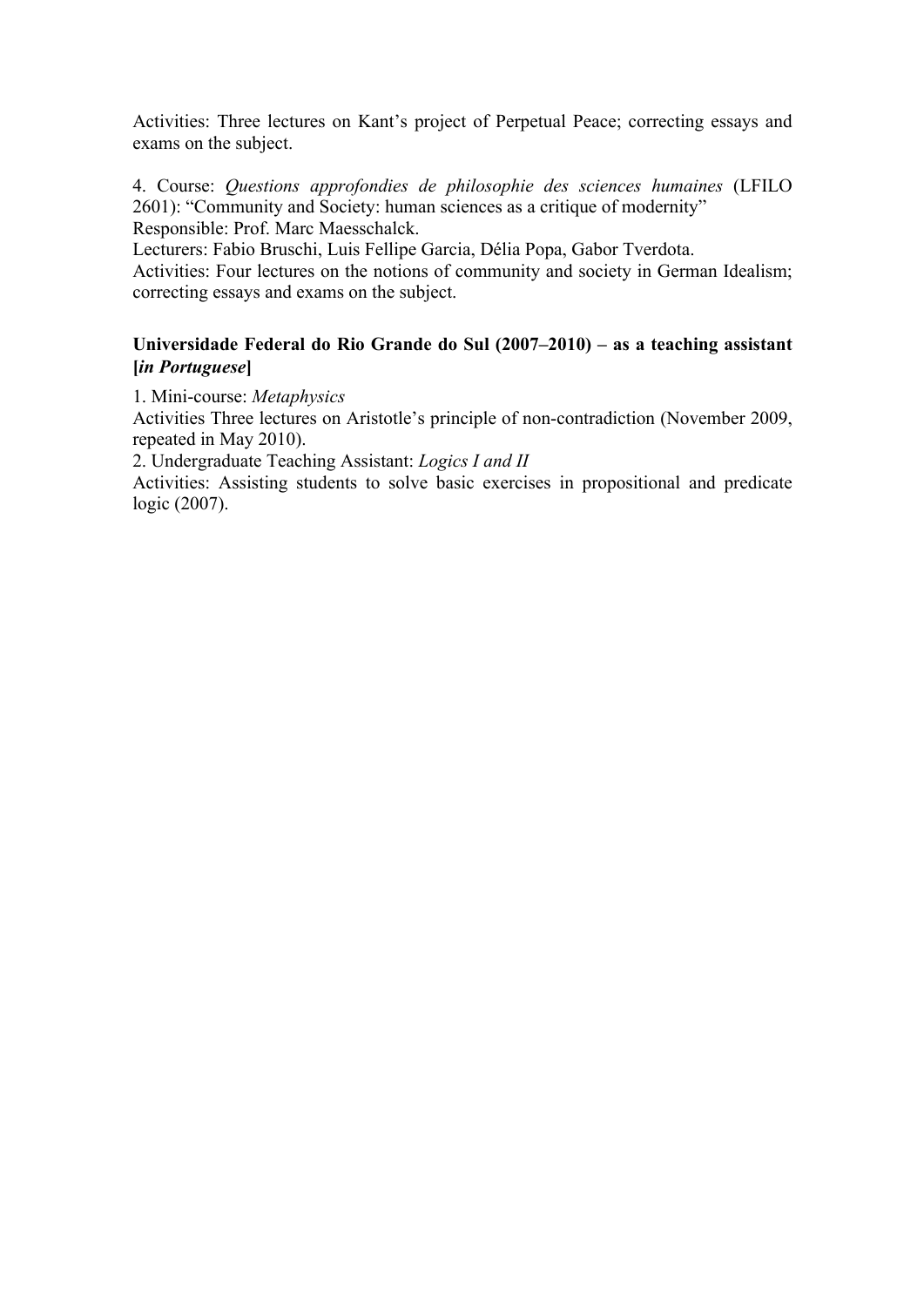Activities: Three lectures on Kant's project of Perpetual Peace; correcting essays and exams on the subject.

4. Course: *Questions approfondies de philosophie des sciences humaines* (LFILO 2601): "Community and Society: human sciences as a critique of modernity"
Responsible: Prof. Marc Maesschalck.
Lecturers: Fabio Bruschi, Luis Fellipe Garcia, Délia Popa, Gabor Tverdota.
Activities: Four lectures on the notions of community and society in German Idealism; correcting essays and exams on the subject.

**Universidade Federal do Rio Grande do Sul (2007–2010) – as a teaching assistant [*in Portuguese*]**

1. Mini-course: *Metaphysics*
Activities Three lectures on Aristotle's principle of non-contradiction (November 2009, repeated in May 2010).
2. Undergraduate Teaching Assistant: *Logics I and II*
Activities: Assisting students to solve basic exercises in propositional and predicate logic (2007).